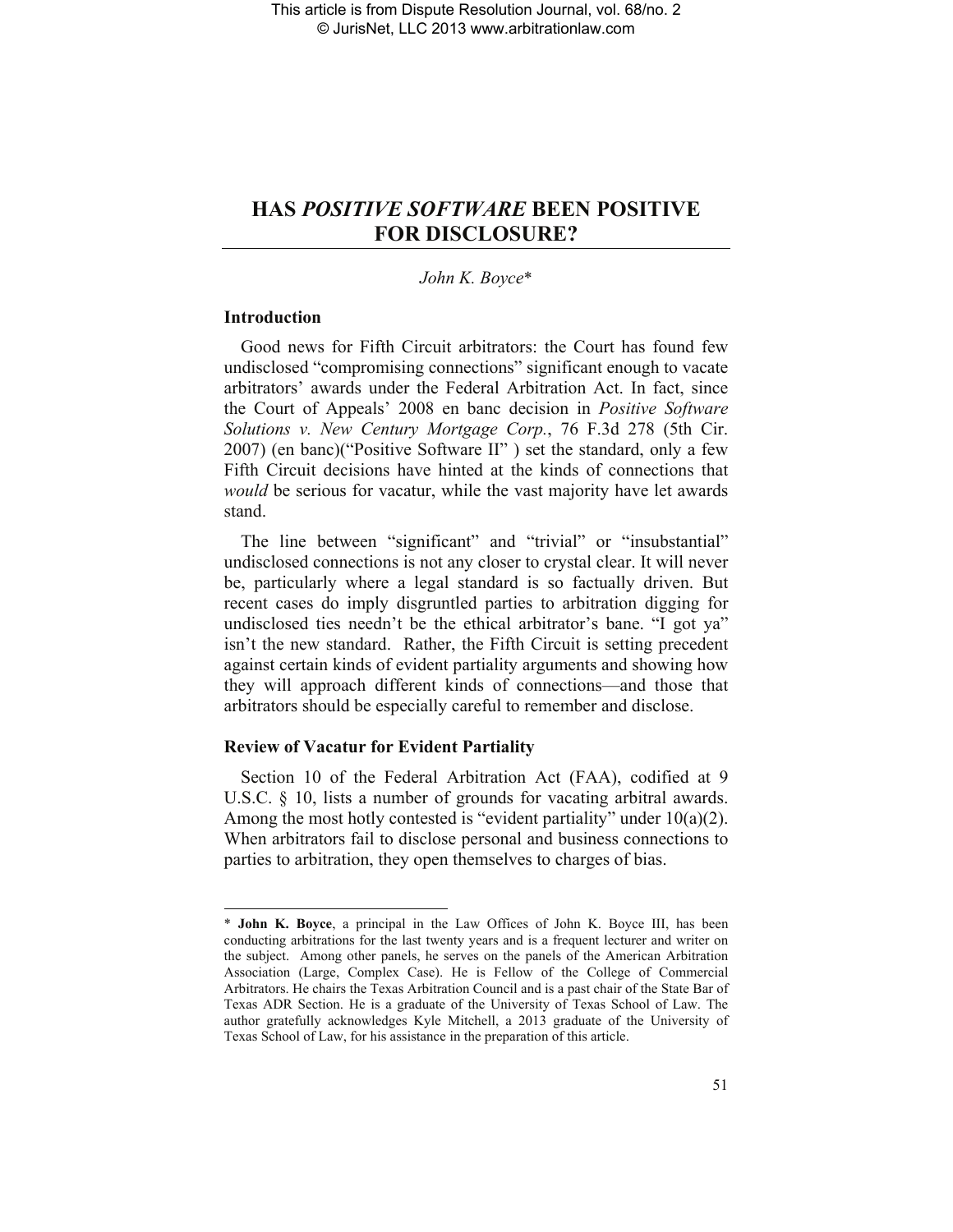This article is from Dispute Resolution Journal, vol. 68/no. 2
© JurisNet, LLC 2013 www.arbitrationlaw.com

# HAS *POSITIVE SOFTWARE* BEEN POSITIVE FOR DISCLOSURE?

*John K. Boyce**

## Introduction

Good news for Fifth Circuit arbitrators: the Court has found few undisclosed "compromising connections" significant enough to vacate arbitrators' awards under the Federal Arbitration Act. In fact, since the Court of Appeals' 2008 en banc decision in *Positive Software Solutions v. New Century Mortgage Corp.*, 76 F.3d 278 (5th Cir. 2007) (en banc)("Positive Software II" ) set the standard, only a few Fifth Circuit decisions have hinted at the kinds of connections that *would* be serious for vacatur, while the vast majority have let awards stand.

The line between "significant" and "trivial" or "insubstantial" undisclosed connections is not any closer to crystal clear. It will never be, particularly where a legal standard is so factually driven. But recent cases do imply disgruntled parties to arbitration digging for undisclosed ties needn't be the ethical arbitrator's bane. "I got ya" isn't the new standard. Rather, the Fifth Circuit is setting precedent against certain kinds of evident partiality arguments and showing how they will approach different kinds of connections—and those that arbitrators should be especially careful to remember and disclose.

## Review of Vacatur for Evident Partiality

Section 10 of the Federal Arbitration Act (FAA), codified at 9 U.S.C. § 10, lists a number of grounds for vacating arbitral awards. Among the most hotly contested is "evident partiality" under 10(a)(2). When arbitrators fail to disclose personal and business connections to parties to arbitration, they open themselves to charges of bias.

---

\* **John K. Boyce**, a principal in the Law Offices of John K. Boyce III, has been conducting arbitrations for the last twenty years and is a frequent lecturer and writer on the subject. Among other panels, he serves on the panels of the American Arbitration Association (Large, Complex Case). He is Fellow of the College of Commercial Arbitrators. He chairs the Texas Arbitration Council and is a past chair of the State Bar of Texas ADR Section. He is a graduate of the University of Texas School of Law. The author gratefully acknowledges Kyle Mitchell, a 2013 graduate of the University of Texas School of Law, for his assistance in the preparation of this article.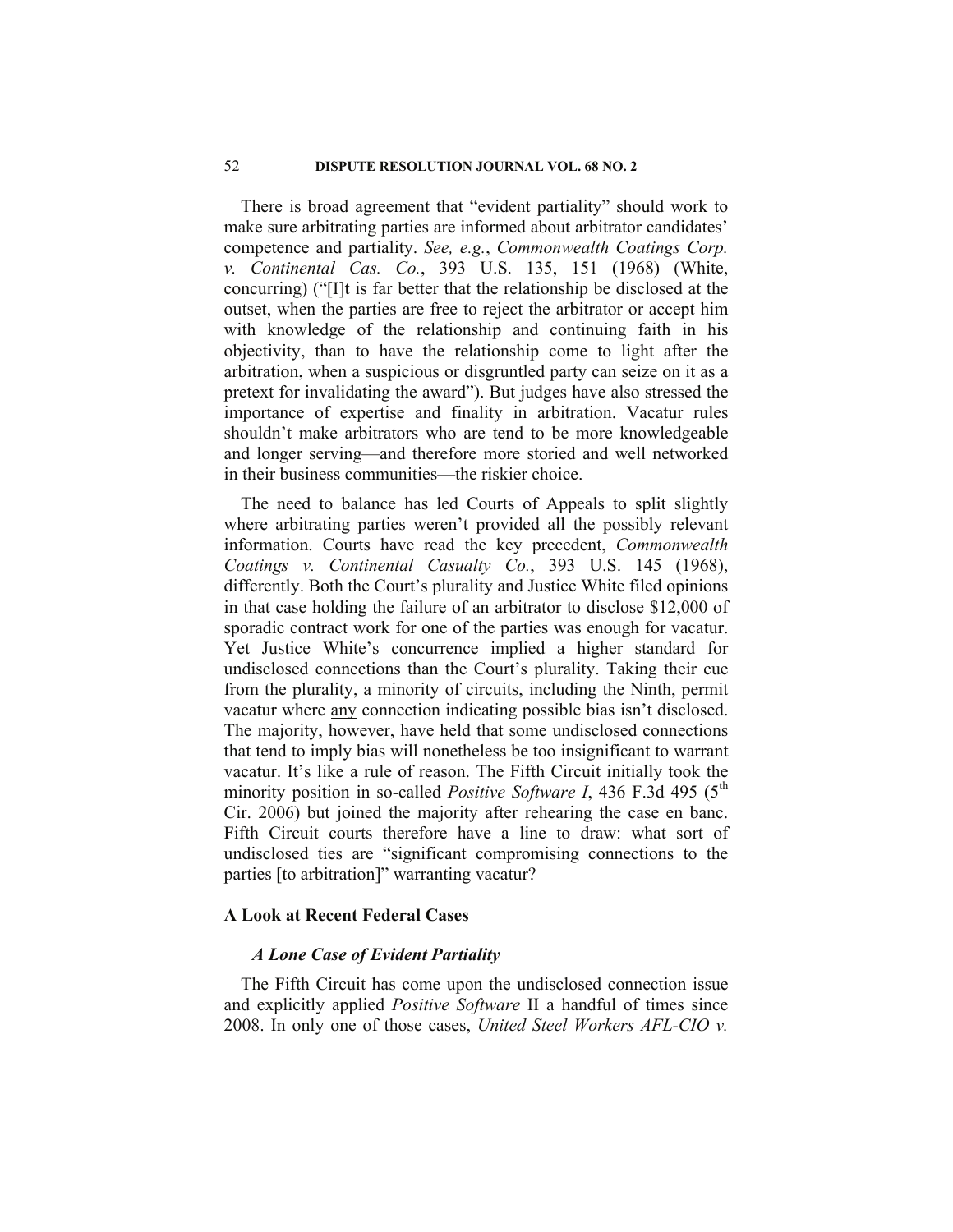There is broad agreement that "evident partiality" should work to make sure arbitrating parties are informed about arbitrator candidates' competence and partiality. *See, e.g.*, *Commonwealth Coatings Corp. v. Continental Cas. Co.*, 393 U.S. 135, 151 (1968) (White, concurring) ("[I]t is far better that the relationship be disclosed at the outset, when the parties are free to reject the arbitrator or accept him with knowledge of the relationship and continuing faith in his objectivity, than to have the relationship come to light after the arbitration, when a suspicious or disgruntled party can seize on it as a pretext for invalidating the award"). But judges have also stressed the importance of expertise and finality in arbitration. Vacatur rules shouldn't make arbitrators who are tend to be more knowledgeable and longer serving—and therefore more storied and well networked in their business communities—the riskier choice.

The need to balance has led Courts of Appeals to split slightly where arbitrating parties weren't provided all the possibly relevant information. Courts have read the key precedent, *Commonwealth Coatings v. Continental Casualty Co.*, 393 U.S. 145 (1968), differently. Both the Court's plurality and Justice White filed opinions in that case holding the failure of an arbitrator to disclose $12,000 of sporadic contract work for one of the parties was enough for vacatur. Yet Justice White's concurrence implied a higher standard for undisclosed connections than the Court's plurality. Taking their cue from the plurality, a minority of circuits, including the Ninth, permit vacatur where <u>any</u> connection indicating possible bias isn't disclosed. The majority, however, have held that some undisclosed connections that tend to imply bias will nonetheless be too insignificant to warrant vacatur. It's like a rule of reason. The Fifth Circuit initially took the minority position in so-called *Positive Software I*, 436 F.3d 495 (5th Cir. 2006) but joined the majority after rehearing the case en banc. Fifth Circuit courts therefore have a line to draw: what sort of undisclosed ties are "significant compromising connections to the parties [to arbitration]" warranting vacatur?

## A Look at Recent Federal Cases

### *A Lone Case of Evident Partiality*

The Fifth Circuit has come upon the undisclosed connection issue and explicitly applied *Positive Software* II a handful of times since 2008. In only one of those cases, *United Steel Workers AFL-CIO v.*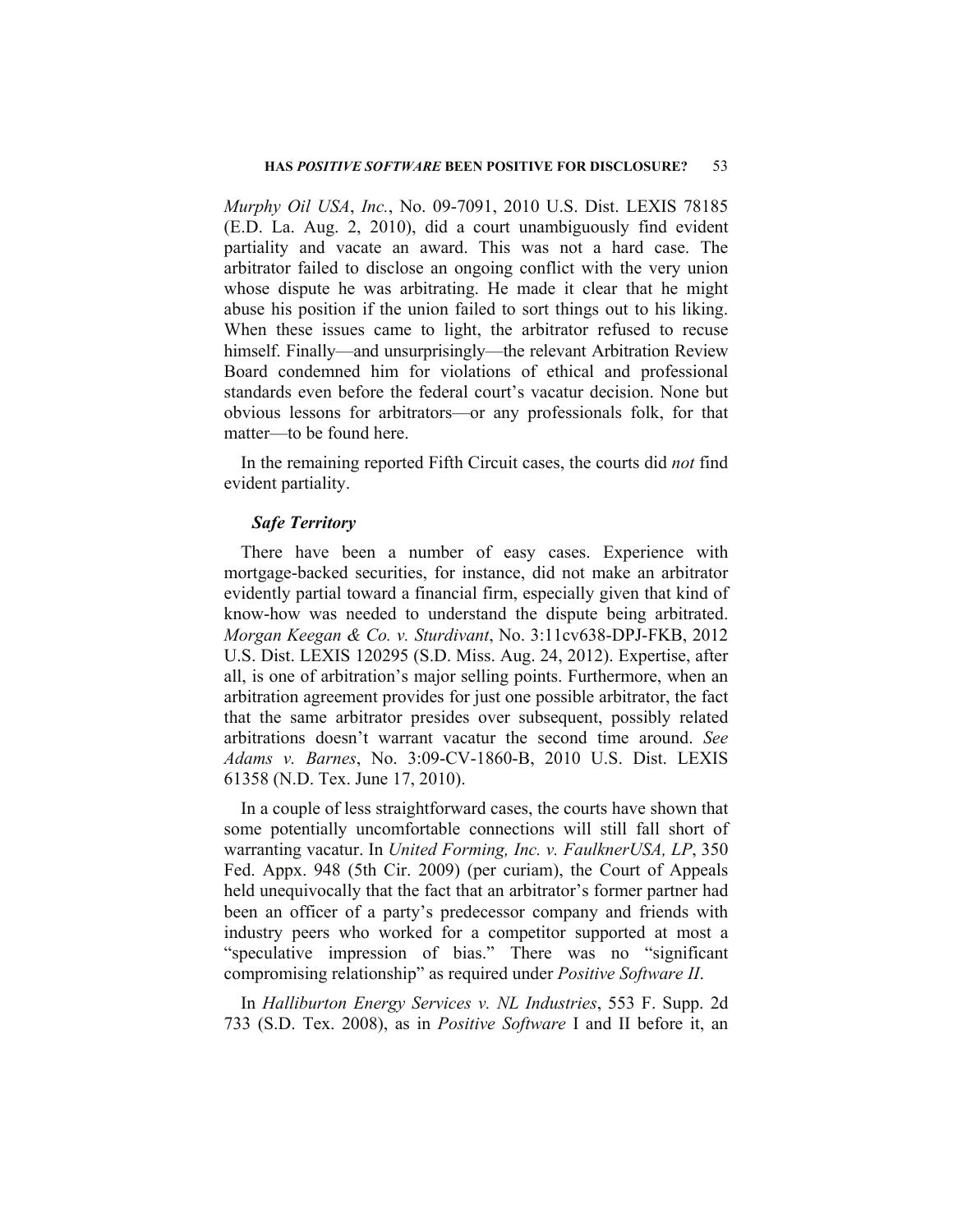*Murphy Oil USA*, *Inc.*, No. 09-7091, 2010 U.S. Dist. LEXIS 78185 (E.D. La. Aug. 2, 2010), did a court unambiguously find evident partiality and vacate an award. This was not a hard case. The arbitrator failed to disclose an ongoing conflict with the very union whose dispute he was arbitrating. He made it clear that he might abuse his position if the union failed to sort things out to his liking. When these issues came to light, the arbitrator refused to recuse himself. Finally—and unsurprisingly—the relevant Arbitration Review Board condemned him for violations of ethical and professional standards even before the federal court's vacatur decision. None but obvious lessons for arbitrators—or any professionals folk, for that matter—to be found here.

In the remaining reported Fifth Circuit cases, the courts did *not* find evident partiality.

### *Safe Territory*

There have been a number of easy cases. Experience with mortgage-backed securities, for instance, did not make an arbitrator evidently partial toward a financial firm, especially given that kind of know-how was needed to understand the dispute being arbitrated. *Morgan Keegan & Co. v. Sturdivant*, No. 3:11cv638-DPJ-FKB, 2012 U.S. Dist. LEXIS 120295 (S.D. Miss. Aug. 24, 2012). Expertise, after all, is one of arbitration's major selling points. Furthermore, when an arbitration agreement provides for just one possible arbitrator, the fact that the same arbitrator presides over subsequent, possibly related arbitrations doesn't warrant vacatur the second time around. *See Adams v. Barnes*, No. 3:09-CV-1860-B, 2010 U.S. Dist. LEXIS 61358 (N.D. Tex. June 17, 2010).

In a couple of less straightforward cases, the courts have shown that some potentially uncomfortable connections will still fall short of warranting vacatur. In *United Forming, Inc. v. FaulknerUSA, LP*, 350 Fed. Appx. 948 (5th Cir. 2009) (per curiam), the Court of Appeals held unequivocally that the fact that an arbitrator's former partner had been an officer of a party's predecessor company and friends with industry peers who worked for a competitor supported at most a "speculative impression of bias." There was no "significant compromising relationship" as required under *Positive Software II*.

In *Halliburton Energy Services v. NL Industries*, 553 F. Supp. 2d 733 (S.D. Tex. 2008), as in *Positive Software* I and II before it, an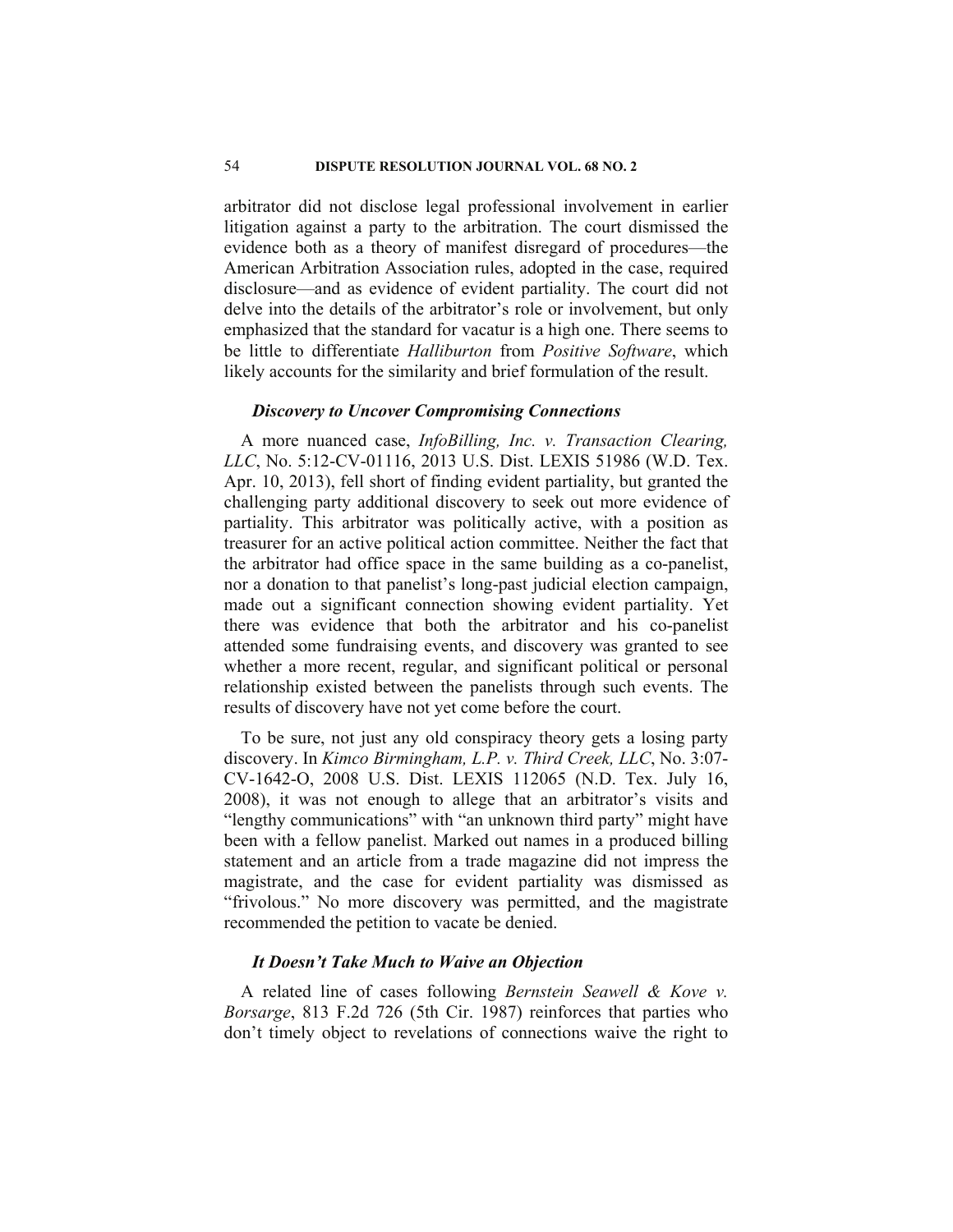arbitrator did not disclose legal professional involvement in earlier litigation against a party to the arbitration. The court dismissed the evidence both as a theory of manifest disregard of procedures—the American Arbitration Association rules, adopted in the case, required disclosure—and as evidence of evident partiality. The court did not delve into the details of the arbitrator's role or involvement, but only emphasized that the standard for vacatur is a high one. There seems to be little to differentiate *Halliburton* from *Positive Software*, which likely accounts for the similarity and brief formulation of the result.

### *Discovery to Uncover Compromising Connections*

A more nuanced case, *InfoBilling, Inc. v. Transaction Clearing, LLC*, No. 5:12-CV-01116, 2013 U.S. Dist. LEXIS 51986 (W.D. Tex. Apr. 10, 2013), fell short of finding evident partiality, but granted the challenging party additional discovery to seek out more evidence of partiality. This arbitrator was politically active, with a position as treasurer for an active political action committee. Neither the fact that the arbitrator had office space in the same building as a co-panelist, nor a donation to that panelist's long-past judicial election campaign, made out a significant connection showing evident partiality. Yet there was evidence that both the arbitrator and his co-panelist attended some fundraising events, and discovery was granted to see whether a more recent, regular, and significant political or personal relationship existed between the panelists through such events. The results of discovery have not yet come before the court.

To be sure, not just any old conspiracy theory gets a losing party discovery. In *Kimco Birmingham, L.P. v. Third Creek, LLC*, No. 3:07-CV-1642-O, 2008 U.S. Dist. LEXIS 112065 (N.D. Tex. July 16, 2008), it was not enough to allege that an arbitrator's visits and "lengthy communications" with "an unknown third party" might have been with a fellow panelist. Marked out names in a produced billing statement and an article from a trade magazine did not impress the magistrate, and the case for evident partiality was dismissed as "frivolous." No more discovery was permitted, and the magistrate recommended the petition to vacate be denied.

### *It Doesn't Take Much to Waive an Objection*

A related line of cases following *Bernstein Seawell & Kove v. Borsarge*, 813 F.2d 726 (5th Cir. 1987) reinforces that parties who don't timely object to revelations of connections waive the right to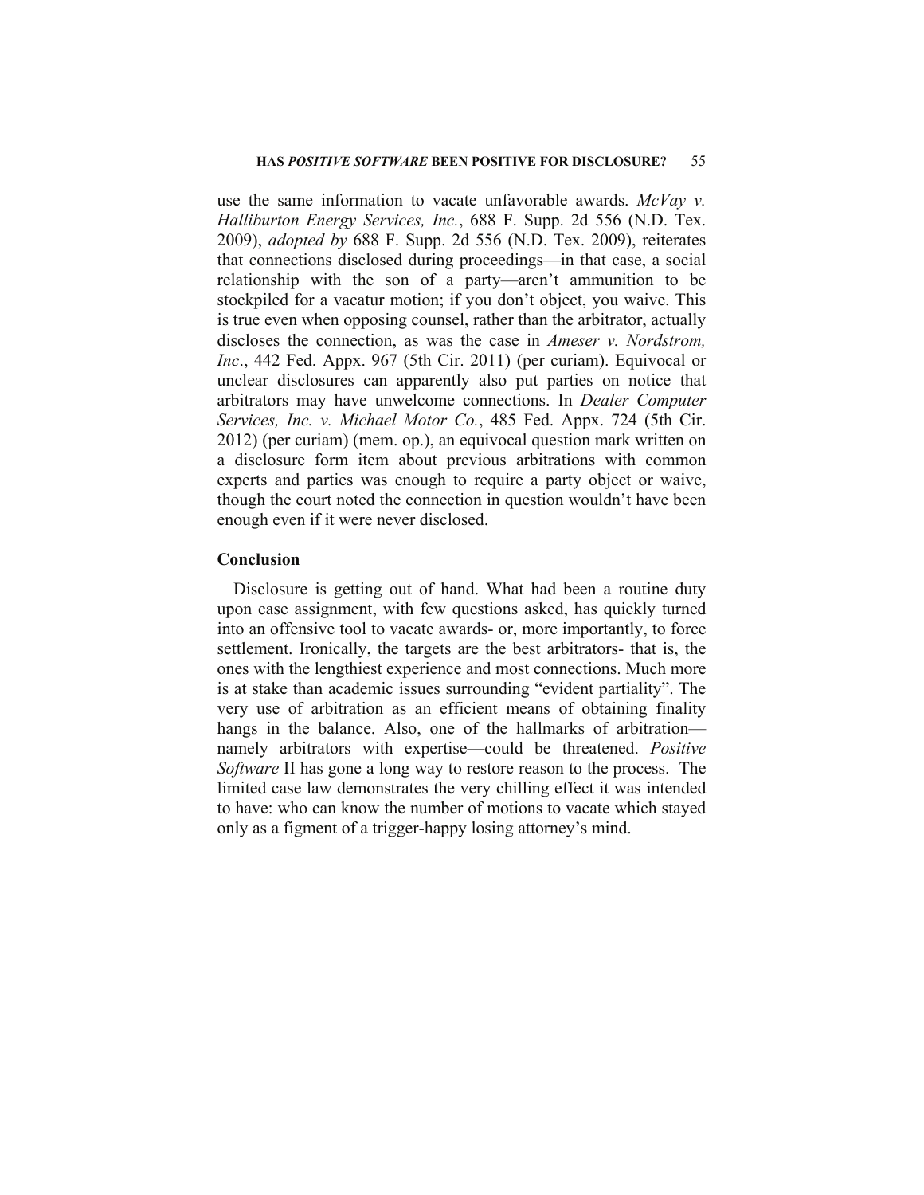use the same information to vacate unfavorable awards. *McVay v. Halliburton Energy Services, Inc.*, 688 F. Supp. 2d 556 (N.D. Tex. 2009), *adopted by* 688 F. Supp. 2d 556 (N.D. Tex. 2009), reiterates that connections disclosed during proceedings—in that case, a social relationship with the son of a party—aren't ammunition to be stockpiled for a vacatur motion; if you don't object, you waive. This is true even when opposing counsel, rather than the arbitrator, actually discloses the connection, as was the case in *Ameser v. Nordstrom, Inc*., 442 Fed. Appx. 967 (5th Cir. 2011) (per curiam). Equivocal or unclear disclosures can apparently also put parties on notice that arbitrators may have unwelcome connections. In *Dealer Computer Services, Inc. v. Michael Motor Co.*, 485 Fed. Appx. 724 (5th Cir. 2012) (per curiam) (mem. op.), an equivocal question mark written on a disclosure form item about previous arbitrations with common experts and parties was enough to require a party object or waive, though the court noted the connection in question wouldn't have been enough even if it were never disclosed.

## Conclusion

Disclosure is getting out of hand. What had been a routine duty upon case assignment, with few questions asked, has quickly turned into an offensive tool to vacate awards- or, more importantly, to force settlement. Ironically, the targets are the best arbitrators- that is, the ones with the lengthiest experience and most connections. Much more is at stake than academic issues surrounding "evident partiality". The very use of arbitration as an efficient means of obtaining finality hangs in the balance. Also, one of the hallmarks of arbitration—namely arbitrators with expertise—could be threatened. *Positive Software* II has gone a long way to restore reason to the process. The limited case law demonstrates the very chilling effect it was intended to have: who can know the number of motions to vacate which stayed only as a figment of a trigger-happy losing attorney's mind.